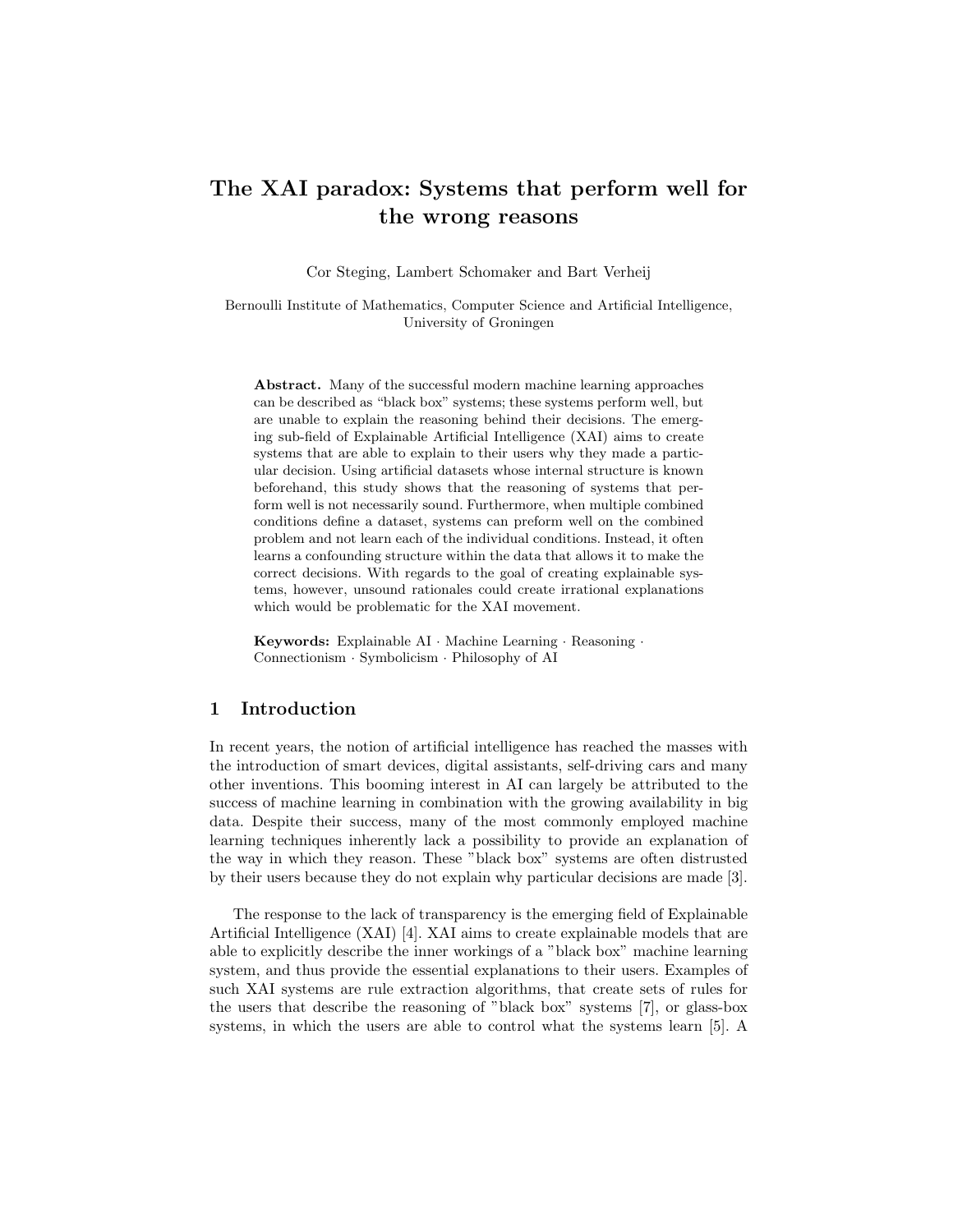# The XAI paradox: Systems that perform well for the wrong reasons

Cor Steging, Lambert Schomaker and Bart Verheij

Bernoulli Institute of Mathematics, Computer Science and Artificial Intelligence, University of Groningen

**Abstract.** Many of the successful modern machine learning approaches can be described as "black box" systems; these systems perform well, but are unable to explain the reasoning behind their decisions. The emerging sub-field of Explainable Artificial Intelligence (XAI) aims to create systems that are able to explain to their users why they made a particular decision. Using artificial datasets whose internal structure is known beforehand, this study shows that the reasoning of systems that perform well is not necessarily sound. Furthermore, when multiple combined conditions define a dataset, systems can preform well on the combined problem and not learn each of the individual conditions. Instead, it often learns a confounding structure within the data that allows it to make the correct decisions. With regards to the goal of creating explainable systems, however, unsound rationales could create irrational explanations which would be problematic for the XAI movement.

**Keywords:** Explainable AI · Machine Learning · Reasoning · Connectionism · Symbolicism · Philosophy of AI

## 1 Introduction

In recent years, the notion of artificial intelligence has reached the masses with the introduction of smart devices, digital assistants, self-driving cars and many other inventions. This booming interest in AI can largely be attributed to the success of machine learning in combination with the growing availability in big data. Despite their success, many of the most commonly employed machine learning techniques inherently lack a possibility to provide an explanation of the way in which they reason. These "black box" systems are often distrusted by their users because they do not explain why particular decisions are made [3].

The response to the lack of transparency is the emerging field of Explainable Artificial Intelligence (XAI) [4]. XAI aims to create explainable models that are able to explicitly describe the inner workings of a "black box" machine learning system, and thus provide the essential explanations to their users. Examples of such XAI systems are rule extraction algorithms, that create sets of rules for the users that describe the reasoning of "black box" systems [7], or glass-box systems, in which the users are able to control what the systems learn [5]. A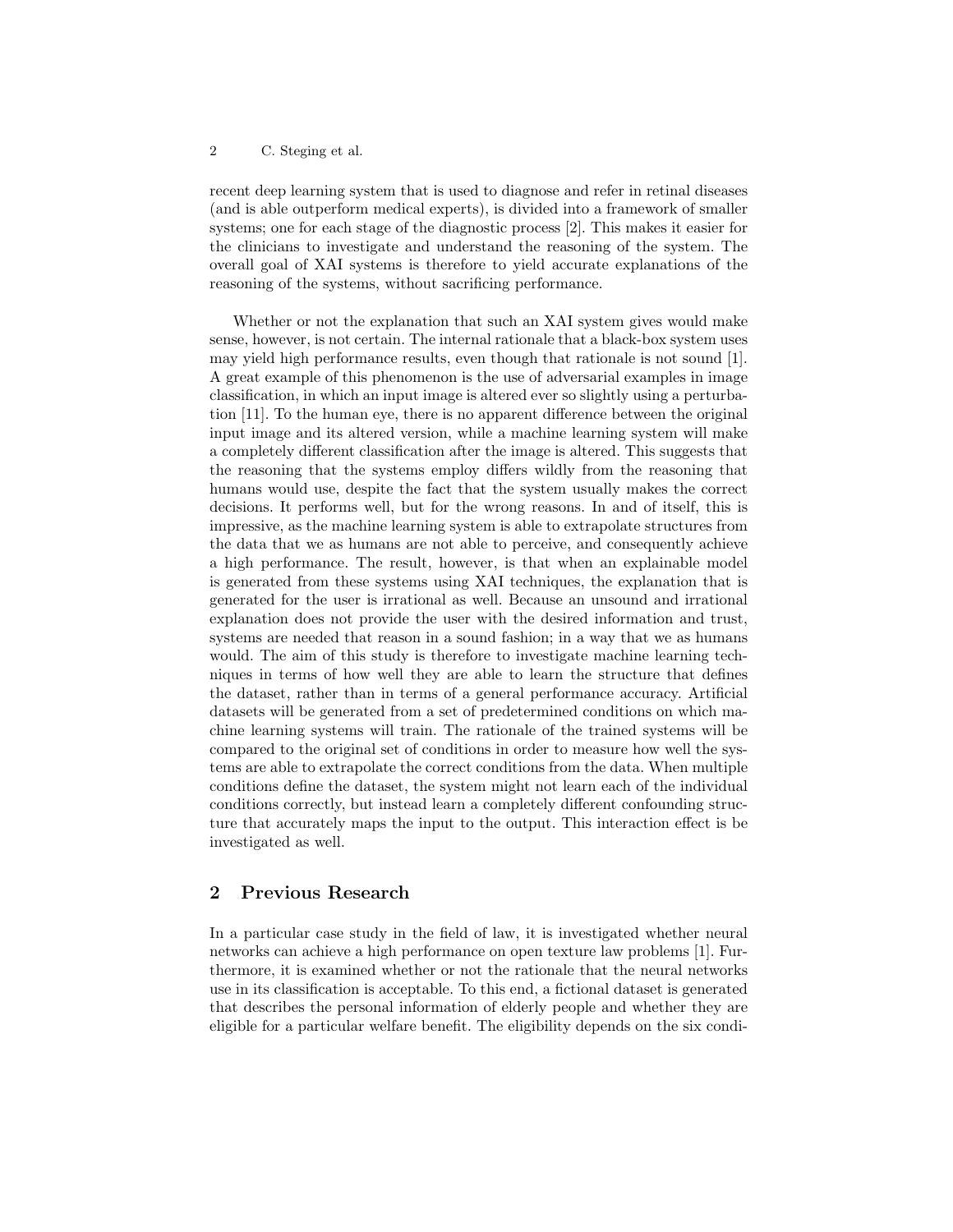recent deep learning system that is used to diagnose and refer in retinal diseases (and is able outperform medical experts), is divided into a framework of smaller systems; one for each stage of the diagnostic process [2]. This makes it easier for the clinicians to investigate and understand the reasoning of the system. The overall goal of XAI systems is therefore to yield accurate explanations of the reasoning of the systems, without sacrificing performance.

Whether or not the explanation that such an XAI system gives would make sense, however, is not certain. The internal rationale that a black-box system uses may yield high performance results, even though that rationale is not sound [1]. A great example of this phenomenon is the use of adversarial examples in image classification, in which an input image is altered ever so slightly using a perturbation [11]. To the human eye, there is no apparent difference between the original input image and its altered version, while a machine learning system will make a completely different classification after the image is altered. This suggests that the reasoning that the systems employ differs wildly from the reasoning that humans would use, despite the fact that the system usually makes the correct decisions. It performs well, but for the wrong reasons. In and of itself, this is impressive, as the machine learning system is able to extrapolate structures from the data that we as humans are not able to perceive, and consequently achieve a high performance. The result, however, is that when an explainable model is generated from these systems using XAI techniques, the explanation that is generated for the user is irrational as well. Because an unsound and irrational explanation does not provide the user with the desired information and trust, systems are needed that reason in a sound fashion; in a way that we as humans would. The aim of this study is therefore to investigate machine learning techniques in terms of how well they are able to learn the structure that defines the dataset, rather than in terms of a general performance accuracy. Artificial datasets will be generated from a set of predetermined conditions on which machine learning systems will train. The rationale of the trained systems will be compared to the original set of conditions in order to measure how well the systems are able to extrapolate the correct conditions from the data. When multiple conditions define the dataset, the system might not learn each of the individual conditions correctly, but instead learn a completely different confounding structure that accurately maps the input to the output. This interaction effect is be investigated as well.

## 2 Previous Research

In a particular case study in the field of law, it is investigated whether neural networks can achieve a high performance on open texture law problems [1]. Furthermore, it is examined whether or not the rationale that the neural networks use in its classification is acceptable. To this end, a fictional dataset is generated that describes the personal information of elderly people and whether they are eligible for a particular welfare benefit. The eligibility depends on the six condi-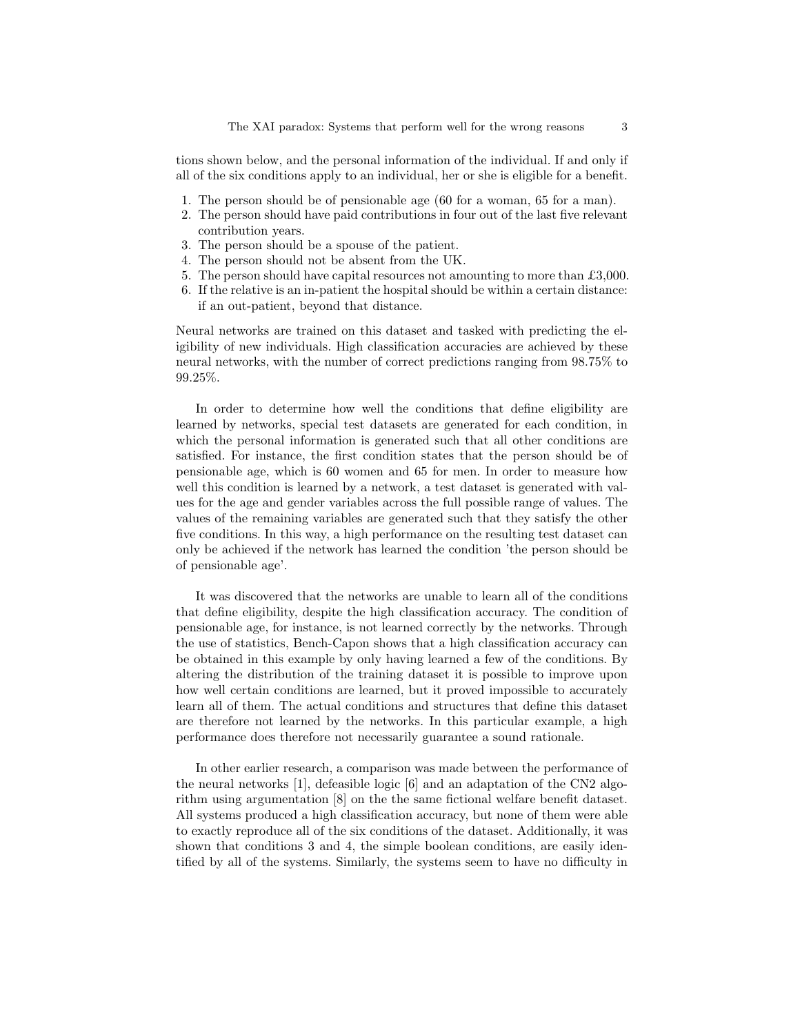tions shown below, and the personal information of the individual. If and only if all of the six conditions apply to an individual, her or she is eligible for a benefit.

1. The person should be of pensionable age (60 for a woman, 65 for a man).
2. The person should have paid contributions in four out of the last five relevant contribution years.
3. The person should be a spouse of the patient.
4. The person should not be absent from the UK.
5. The person should have capital resources not amounting to more than £3,000.
6. If the relative is an in-patient the hospital should be within a certain distance: if an out-patient, beyond that distance.

Neural networks are trained on this dataset and tasked with predicting the eligibility of new individuals. High classification accuracies are achieved by these neural networks, with the number of correct predictions ranging from 98.75% to 99.25%.

In order to determine how well the conditions that define eligibility are learned by networks, special test datasets are generated for each condition, in which the personal information is generated such that all other conditions are satisfied. For instance, the first condition states that the person should be of pensionable age, which is 60 women and 65 for men. In order to measure how well this condition is learned by a network, a test dataset is generated with values for the age and gender variables across the full possible range of values. The values of the remaining variables are generated such that they satisfy the other five conditions. In this way, a high performance on the resulting test dataset can only be achieved if the network has learned the condition 'the person should be of pensionable age'.

It was discovered that the networks are unable to learn all of the conditions that define eligibility, despite the high classification accuracy. The condition of pensionable age, for instance, is not learned correctly by the networks. Through the use of statistics, Bench-Capon shows that a high classification accuracy can be obtained in this example by only having learned a few of the conditions. By altering the distribution of the training dataset it is possible to improve upon how well certain conditions are learned, but it proved impossible to accurately learn all of them. The actual conditions and structures that define this dataset are therefore not learned by the networks. In this particular example, a high performance does therefore not necessarily guarantee a sound rationale.

In other earlier research, a comparison was made between the performance of the neural networks [1], defeasible logic [6] and an adaptation of the CN2 algorithm using argumentation [8] on the the same fictional welfare benefit dataset. All systems produced a high classification accuracy, but none of them were able to exactly reproduce all of the six conditions of the dataset. Additionally, it was shown that conditions 3 and 4, the simple boolean conditions, are easily identified by all of the systems. Similarly, the systems seem to have no difficulty in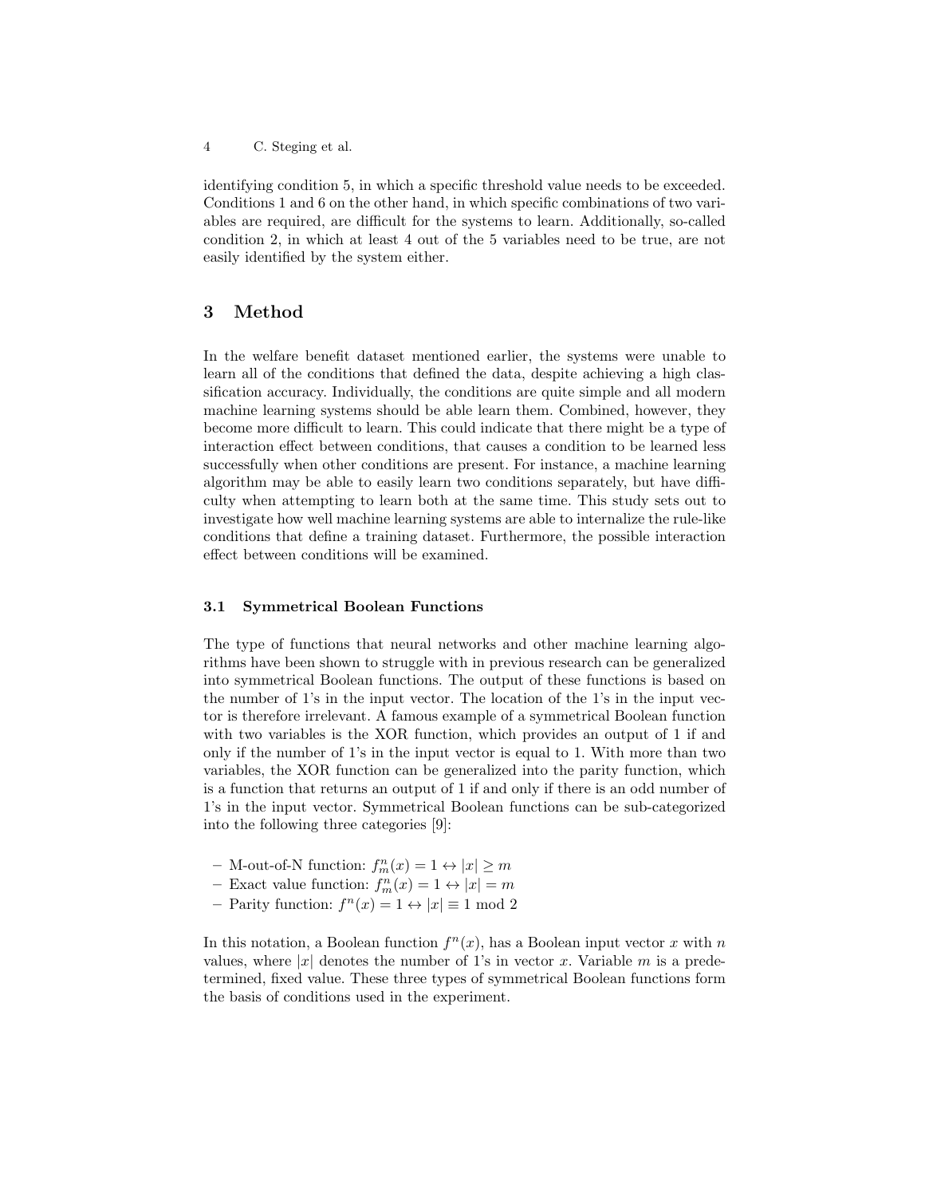identifying condition 5, in which a specific threshold value needs to be exceeded. Conditions 1 and 6 on the other hand, in which specific combinations of two variables are required, are difficult for the systems to learn. Additionally, so-called condition 2, in which at least 4 out of the 5 variables need to be true, are not easily identified by the system either.

## 3 Method

In the welfare benefit dataset mentioned earlier, the systems were unable to learn all of the conditions that defined the data, despite achieving a high classification accuracy. Individually, the conditions are quite simple and all modern machine learning systems should be able learn them. Combined, however, they become more difficult to learn. This could indicate that there might be a type of interaction effect between conditions, that causes a condition to be learned less successfully when other conditions are present. For instance, a machine learning algorithm may be able to easily learn two conditions separately, but have difficulty when attempting to learn both at the same time. This study sets out to investigate how well machine learning systems are able to internalize the rule-like conditions that define a training dataset. Furthermore, the possible interaction effect between conditions will be examined.

### 3.1 Symmetrical Boolean Functions

The type of functions that neural networks and other machine learning algorithms have been shown to struggle with in previous research can be generalized into symmetrical Boolean functions. The output of these functions is based on the number of 1's in the input vector. The location of the 1's in the input vector is therefore irrelevant. A famous example of a symmetrical Boolean function with two variables is the XOR function, which provides an output of 1 if and only if the number of 1's in the input vector is equal to 1. With more than two variables, the XOR function can be generalized into the parity function, which is a function that returns an output of 1 if and only if there is an odd number of 1's in the input vector. Symmetrical Boolean functions can be sub-categorized into the following three categories [9]:

- M-out-of-N function: $f^n_m(x) = 1 \leftrightarrow |x| \geq m$
- Exact value function: $f^n_m(x) = 1 \leftrightarrow |x| = m$
- Parity function: $f^n(x) = 1 \leftrightarrow |x| \equiv 1 \bmod 2$

In this notation, a Boolean function $f^n(x)$, has a Boolean input vector $x$ with $n$ values, where $|x|$ denotes the number of 1's in vector $x$. Variable $m$ is a predetermined, fixed value. These three types of symmetrical Boolean functions form the basis of conditions used in the experiment.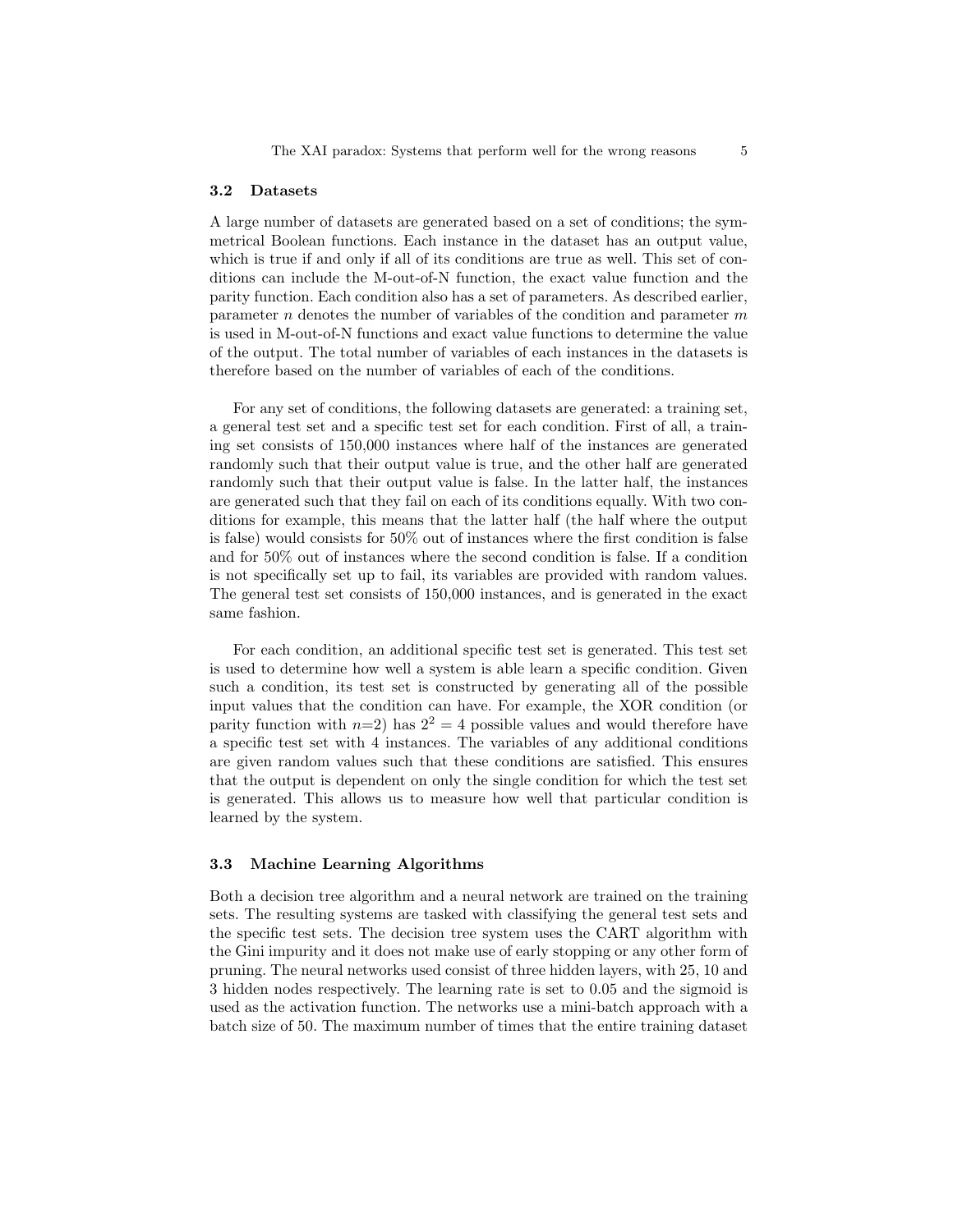### 3.2 Datasets

A large number of datasets are generated based on a set of conditions; the symmetrical Boolean functions. Each instance in the dataset has an output value, which is true if and only if all of its conditions are true as well. This set of conditions can include the M-out-of-N function, the exact value function and the parity function. Each condition also has a set of parameters. As described earlier, parameter $n$ denotes the number of variables of the condition and parameter $m$ is used in M-out-of-N functions and exact value functions to determine the value of the output. The total number of variables of each instances in the datasets is therefore based on the number of variables of each of the conditions.

For any set of conditions, the following datasets are generated: a training set, a general test set and a specific test set for each condition. First of all, a training set consists of 150,000 instances where half of the instances are generated randomly such that their output value is true, and the other half are generated randomly such that their output value is false. In the latter half, the instances are generated such that they fail on each of its conditions equally. With two conditions for example, this means that the latter half (the half where the output is false) would consists for 50% out of instances where the first condition is false and for 50% out of instances where the second condition is false. If a condition is not specifically set up to fail, its variables are provided with random values. The general test set consists of 150,000 instances, and is generated in the exact same fashion.

For each condition, an additional specific test set is generated. This test set is used to determine how well a system is able learn a specific condition. Given such a condition, its test set is constructed by generating all of the possible input values that the condition can have. For example, the XOR condition (or parity function with $n$=2) has $2^2 = 4$ possible values and would therefore have a specific test set with 4 instances. The variables of any additional conditions are given random values such that these conditions are satisfied. This ensures that the output is dependent on only the single condition for which the test set is generated. This allows us to measure how well that particular condition is learned by the system.

### 3.3 Machine Learning Algorithms

Both a decision tree algorithm and a neural network are trained on the training sets. The resulting systems are tasked with classifying the general test sets and the specific test sets. The decision tree system uses the CART algorithm with the Gini impurity and it does not make use of early stopping or any other form of pruning. The neural networks used consist of three hidden layers, with 25, 10 and 3 hidden nodes respectively. The learning rate is set to 0.05 and the sigmoid is used as the activation function. The networks use a mini-batch approach with a batch size of 50. The maximum number of times that the entire training dataset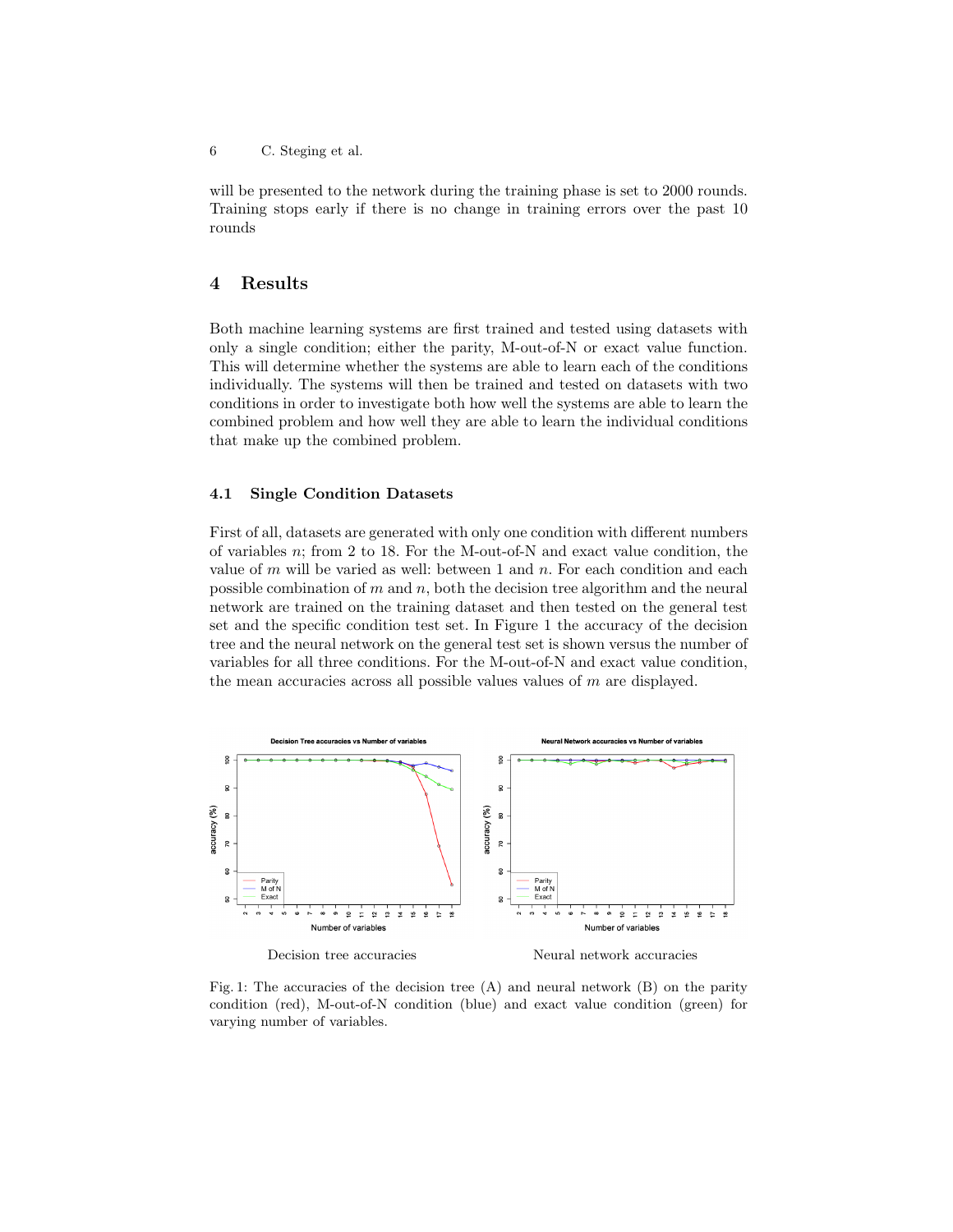will be presented to the network during the training phase is set to 2000 rounds. Training stops early if there is no change in training errors over the past 10 rounds

## 4 Results

Both machine learning systems are first trained and tested using datasets with only a single condition; either the parity, M-out-of-N or exact value function. This will determine whether the systems are able to learn each of the conditions individually. The systems will then be trained and tested on datasets with two conditions in order to investigate both how well the systems are able to learn the combined problem and how well they are able to learn the individual conditions that make up the combined problem.

### 4.1 Single Condition Datasets

First of all, datasets are generated with only one condition with different numbers of variables $n$; from 2 to 18. For the M-out-of-N and exact value condition, the value of $m$ will be varied as well: between 1 and $n$. For each condition and each possible combination of $m$ and $n$, both the decision tree algorithm and the neural network are trained on the training dataset and then tested on the general test set and the specific condition test set. In Figure 1 the accuracy of the decision tree and the neural network on the general test set is shown versus the number of variables for all three conditions. For the M-out-of-N and exact value condition, the mean accuracies across all possible values values of $m$ are displayed.

Decision tree accuracies

Neural network accuracies

Fig. 1: The accuracies of the decision tree (A) and neural network (B) on the parity condition (red), M-out-of-N condition (blue) and exact value condition (green) for varying number of variables.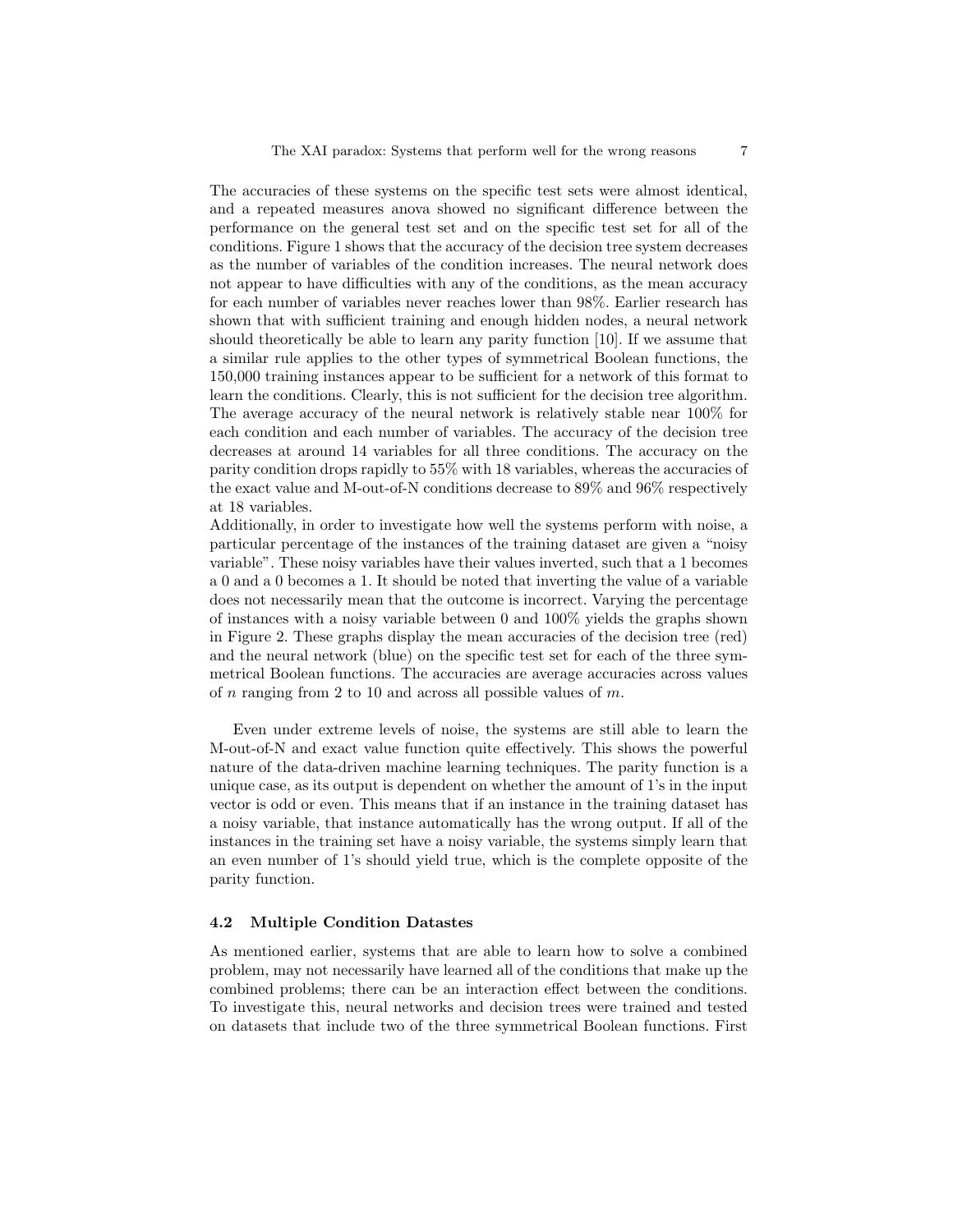The accuracies of these systems on the specific test sets were almost identical, and a repeated measures anova showed no significant difference between the performance on the general test set and on the specific test set for all of the conditions. Figure 1 shows that the accuracy of the decision tree system decreases as the number of variables of the condition increases. The neural network does not appear to have difficulties with any of the conditions, as the mean accuracy for each number of variables never reaches lower than 98%. Earlier research has shown that with sufficient training and enough hidden nodes, a neural network should theoretically be able to learn any parity function [10]. If we assume that a similar rule applies to the other types of symmetrical Boolean functions, the 150,000 training instances appear to be sufficient for a network of this format to learn the conditions. Clearly, this is not sufficient for the decision tree algorithm. The average accuracy of the neural network is relatively stable near 100% for each condition and each number of variables. The accuracy of the decision tree decreases at around 14 variables for all three conditions. The accuracy on the parity condition drops rapidly to 55% with 18 variables, whereas the accuracies of the exact value and M-out-of-N conditions decrease to 89% and 96% respectively at 18 variables.

Additionally, in order to investigate how well the systems perform with noise, a particular percentage of the instances of the training dataset are given a "noisy variable". These noisy variables have their values inverted, such that a 1 becomes a 0 and a 0 becomes a 1. It should be noted that inverting the value of a variable does not necessarily mean that the outcome is incorrect. Varying the percentage of instances with a noisy variable between 0 and 100% yields the graphs shown in Figure 2. These graphs display the mean accuracies of the decision tree (red) and the neural network (blue) on the specific test set for each of the three symmetrical Boolean functions. The accuracies are average accuracies across values of $n$ ranging from 2 to 10 and across all possible values of $m$.

Even under extreme levels of noise, the systems are still able to learn the M-out-of-N and exact value function quite effectively. This shows the powerful nature of the data-driven machine learning techniques. The parity function is a unique case, as its output is dependent on whether the amount of 1's in the input vector is odd or even. This means that if an instance in the training dataset has a noisy variable, that instance automatically has the wrong output. If all of the instances in the training set have a noisy variable, the systems simply learn that an even number of 1's should yield true, which is the complete opposite of the parity function.

### 4.2 Multiple Condition Datastes

As mentioned earlier, systems that are able to learn how to solve a combined problem, may not necessarily have learned all of the conditions that make up the combined problems; there can be an interaction effect between the conditions. To investigate this, neural networks and decision trees were trained and tested on datasets that include two of the three symmetrical Boolean functions. First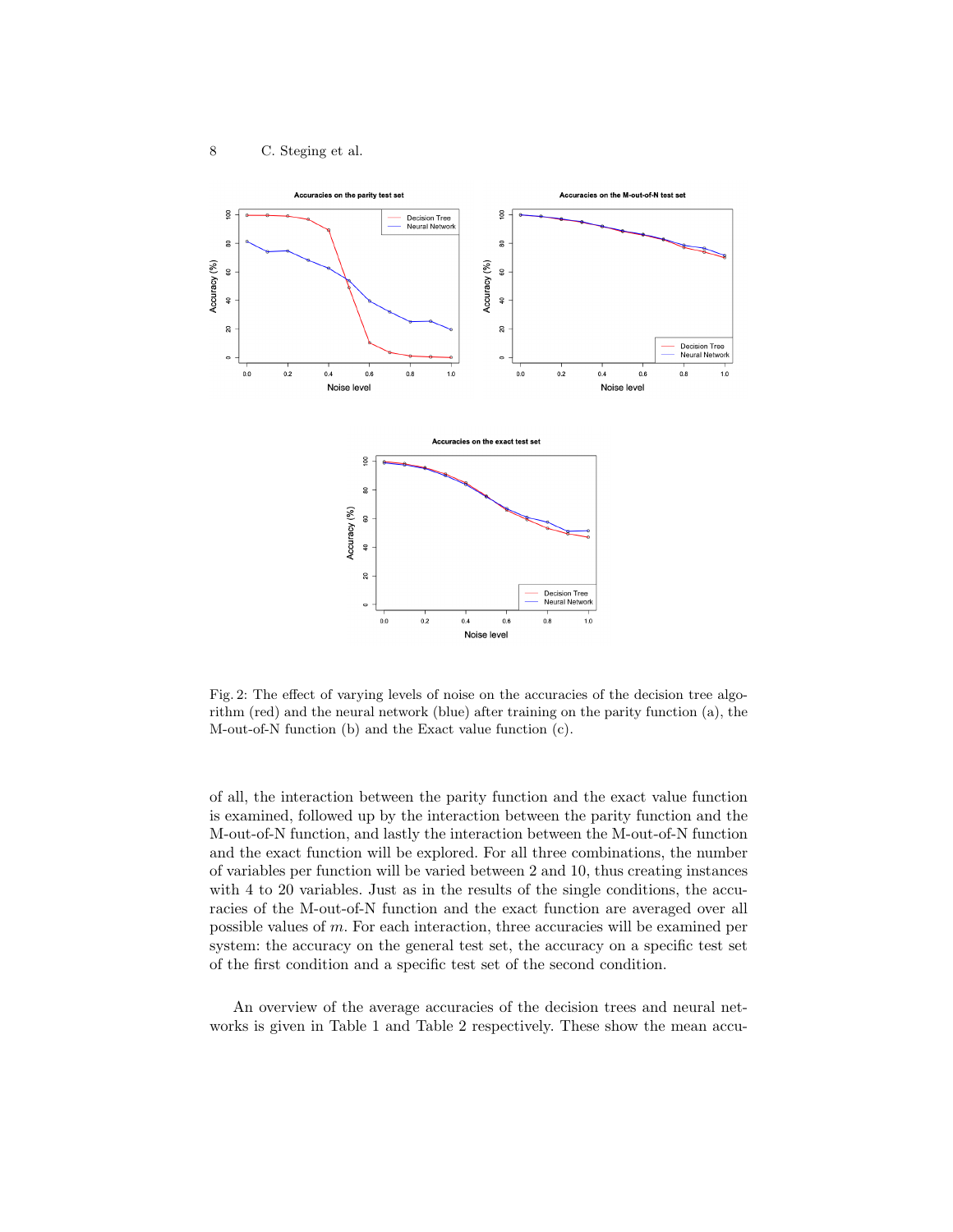Fig. 2: The effect of varying levels of noise on the accuracies of the decision tree algorithm (red) and the neural network (blue) after training on the parity function (a), the M-out-of-N function (b) and the Exact value function (c).

of all, the interaction between the parity function and the exact value function is examined, followed up by the interaction between the parity function and the M-out-of-N function, and lastly the interaction between the M-out-of-N function and the exact function will be explored. For all three combinations, the number of variables per function will be varied between 2 and 10, thus creating instances with 4 to 20 variables. Just as in the results of the single conditions, the accuracies of the M-out-of-N function and the exact function are averaged over all possible values of $m$. For each interaction, three accuracies will be examined per system: the accuracy on the general test set, the accuracy on a specific test set of the first condition and a specific test set of the second condition.

An overview of the average accuracies of the decision trees and neural networks is given in Table 1 and Table 2 respectively. These show the mean accu-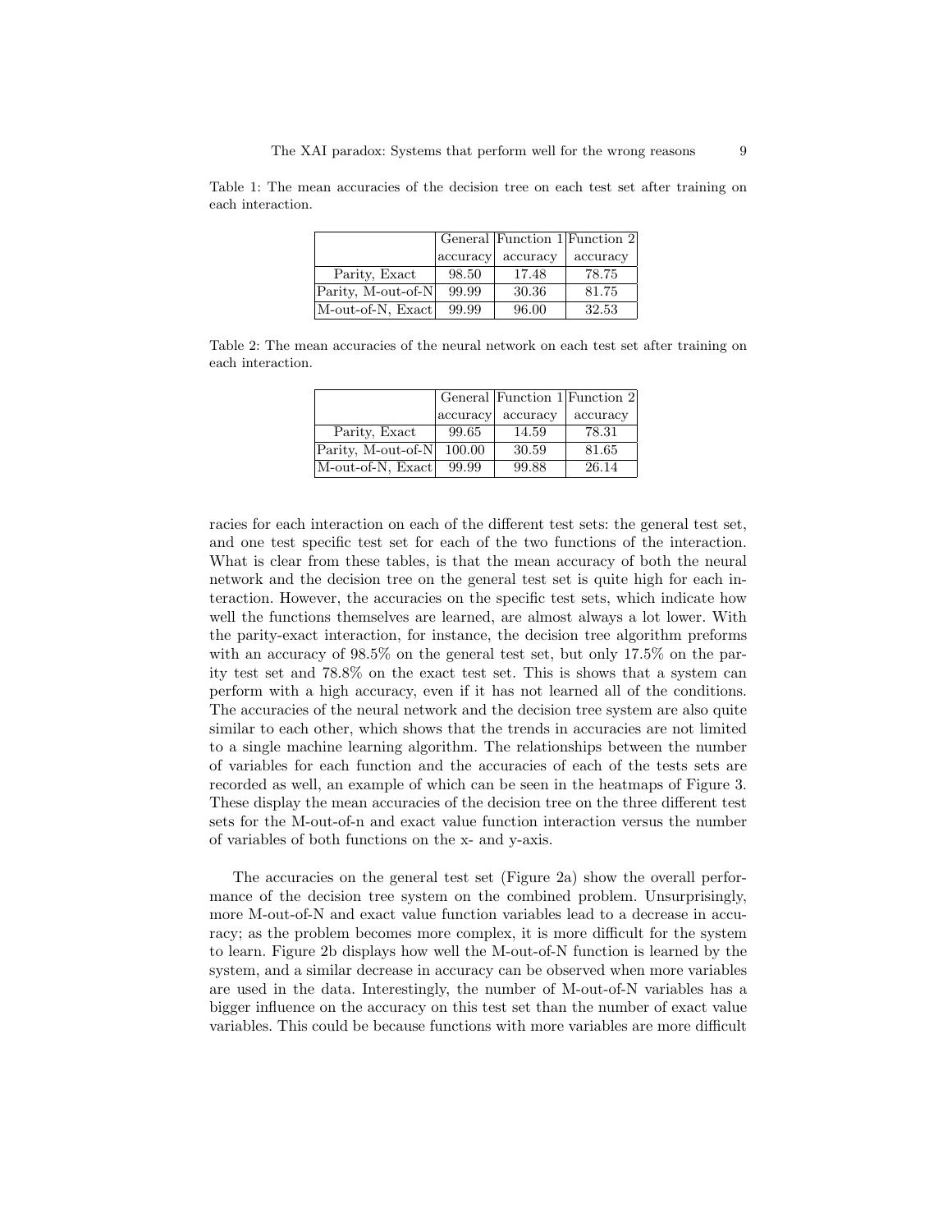Table 1: The mean accuracies of the decision tree on each test set after training on each interaction.

| | General accuracy | Function 1 accuracy | Function 2 accuracy |
|---|---|---|---|
| Parity, Exact | 98.50 | 17.48 | 78.75 |
| Parity, M-out-of-N | 99.99 | 30.36 | 81.75 |
| M-out-of-N, Exact | 99.99 | 96.00 | 32.53 |

Table 2: The mean accuracies of the neural network on each test set after training on each interaction.

| | General accuracy | Function 1 accuracy | Function 2 accuracy |
|---|---|---|---|
| Parity, Exact | 99.65 | 14.59 | 78.31 |
| Parity, M-out-of-N | 100.00 | 30.59 | 81.65 |
| M-out-of-N, Exact | 99.99 | 99.88 | 26.14 |

racies for each interaction on each of the different test sets: the general test set, and one test specific test set for each of the two functions of the interaction. What is clear from these tables, is that the mean accuracy of both the neural network and the decision tree on the general test set is quite high for each interaction. However, the accuracies on the specific test sets, which indicate how well the functions themselves are learned, are almost always a lot lower. With the parity-exact interaction, for instance, the decision tree algorithm preforms with an accuracy of 98.5% on the general test set, but only 17.5% on the parity test set and 78.8% on the exact test set. This is shows that a system can perform with a high accuracy, even if it has not learned all of the conditions. The accuracies of the neural network and the decision tree system are also quite similar to each other, which shows that the trends in accuracies are not limited to a single machine learning algorithm. The relationships between the number of variables for each function and the accuracies of each of the tests sets are recorded as well, an example of which can be seen in the heatmaps of Figure 3. These display the mean accuracies of the decision tree on the three different test sets for the M-out-of-n and exact value function interaction versus the number of variables of both functions on the x- and y-axis.

The accuracies on the general test set (Figure 2a) show the overall performance of the decision tree system on the combined problem. Unsurprisingly, more M-out-of-N and exact value function variables lead to a decrease in accuracy; as the problem becomes more complex, it is more difficult for the system to learn. Figure 2b displays how well the M-out-of-N function is learned by the system, and a similar decrease in accuracy can be observed when more variables are used in the data. Interestingly, the number of M-out-of-N variables has a bigger influence on the accuracy on this test set than the number of exact value variables. This could be because functions with more variables are more difficult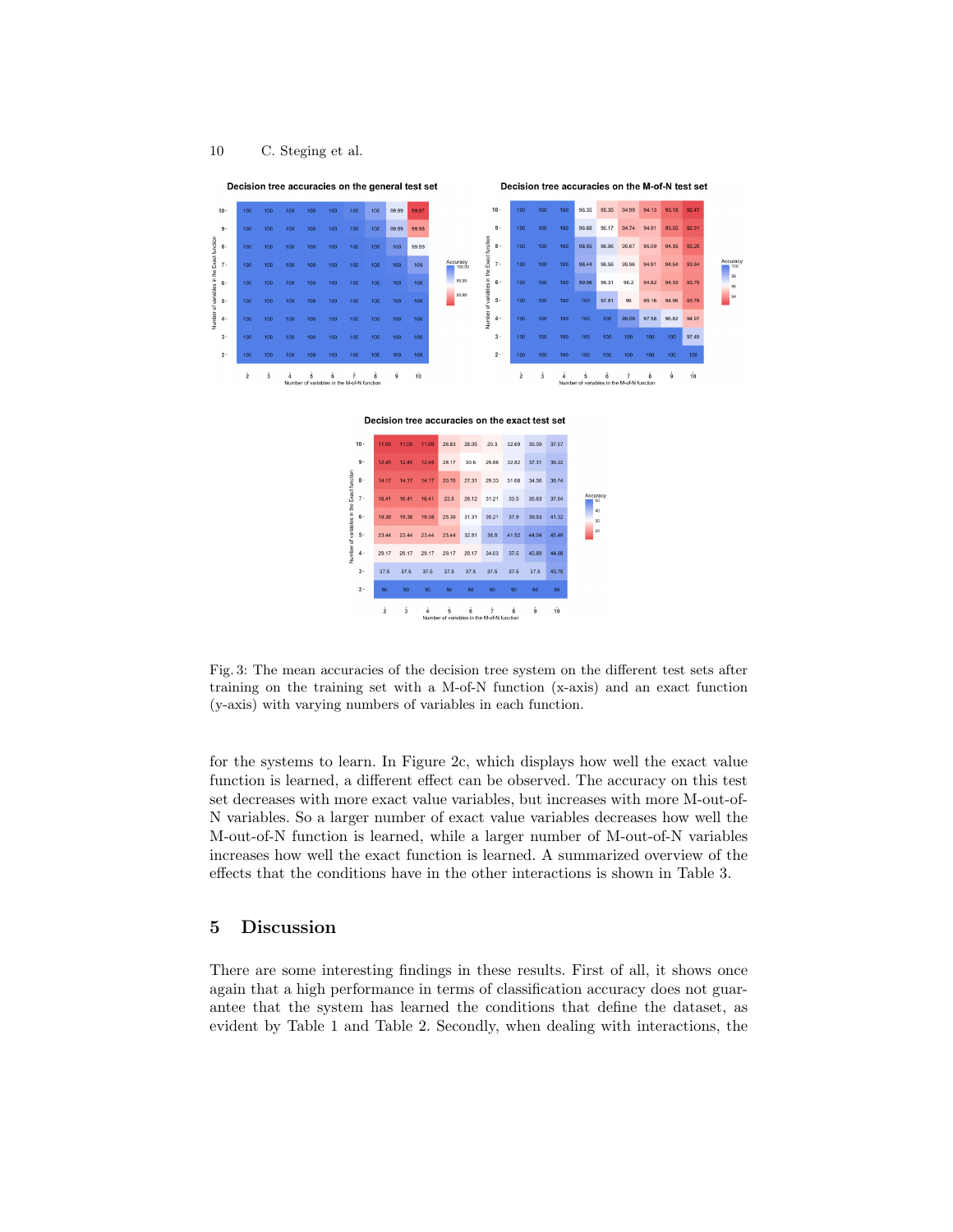**Decision tree accuracies on the general test set**

| Number of variables in the Exact function \ Number of variables in the M-of-N function | 2 | 3 | 4 | 5 | 6 | 7 | 8 | 9 | 10 |
|---|---|---|---|---|---|---|---|---|---|
| 10 | 100 | 100 | 100 | 100 | 100 | 100 | 100 | 99.99 | 99.97 |
| 9 | 100 | 100 | 100 | 100 | 100 | 100 | 100 | 99.99 | 99.98 |
| 8 | 100 | 100 | 100 | 100 | 100 | 100 | 100 | 100 | 99.99 |
| 7 | 100 | 100 | 100 | 100 | 100 | 100 | 100 | 100 | 100 |
| 6 | 100 | 100 | 100 | 100 | 100 | 100 | 100 | 100 | 100 |
| 5 | 100 | 100 | 100 | 100 | 100 | 100 | 100 | 100 | 100 |
| 4 | 100 | 100 | 100 | 100 | 100 | 100 | 100 | 100 | 100 |
| 3 | 100 | 100 | 100 | 100 | 100 | 100 | 100 | 100 | 100 |
| 2 | 100 | 100 | 100 | 100 | 100 | 100 | 100 | 100 | 100 |

**Decision tree accuracies on the M-of-N test set**

| Number of variables in the Exact function \ Number of variables in the M-of-N function | 2 | 3 | 4 | 5 | 6 | 7 | 8 | 9 | 10 |
|---|---|---|---|---|---|---|---|---|---|
| 10 | 100 | 100 | 100 | 96.35 | 95.35 | 94.99 | 94.13 | 93.18 | 92.47 |
| 9 | 100 | 100 | 100 | 96.68 | 96.17 | 94.74 | 94.91 | 93.55 | 92.91 |
| 8 | 100 | 100 | 100 | 98.55 | 96.96 | 95.67 | 95.09 | 94.35 | 93.25 |
| 7 | 100 | 100 | 100 | 98.44 | 96.56 | 95.96 | 94.91 | 94.54 | 93.84 |
| 6 | 100 | 100 | 100 | 99.06 | 96.31 | 96.2 | 94.82 | 94.39 | 93.79 |
| 5 | 100 | 100 | 100 | 100 | 97.81 | 96 | 95.16 | 94.96 | 93.79 |
| 4 | 100 | 100 | 100 | 100 | 100 | 99.09 | 97.58 | 95.82 | 94.97 |
| 3 | 100 | 100 | 100 | 100 | 100 | 100 | 100 | 100 | 97.49 |
| 2 | 100 | 100 | 100 | 100 | 100 | 100 | 100 | 100 | 100 |

**Decision tree accuracies on the exact test set**

| Number of variables in the Exact function \ Number of variables in the M-of-N function | 2 | 3 | 4 | 5 | 6 | 7 | 8 | 9 | 10 |
|---|---|---|---|---|---|---|---|---|---|
| 10 | 11.09 | 11.09 | 11.09 | 26.83 | 28.05 | 29.3 | 32.69 | 35.09 | 37.57 |
| 9 | 12.45 | 12.45 | 12.45 | 28.17 | 30.6 | 29.88 | 32.82 | 37.31 | 39.22 |
| 8 | 14.17 | 14.17 | 14.17 | 20.76 | 27.31 | 29.33 | 31.68 | 34.56 | 36.74 |
| 7 | 16.41 | 16.41 | 16.41 | 23.5 | 28.12 | 31.21 | 33.5 | 35.63 | 37.64 |
| 6 | 19.38 | 19.38 | 19.38 | 25.39 | 31.31 | 35.21 | 37.9 | 39.53 | 41.32 |
| 5 | 23.44 | 23.44 | 23.44 | 23.44 | 32.81 | 38.8 | 41.52 | 44.04 | 45.49 |
| 4 | 29.17 | 29.17 | 29.17 | 29.17 | 29.17 | 34.03 | 37.5 | 40.89 | 44.68 |
| 3 | 37.5 | 37.5 | 37.5 | 37.5 | 37.5 | 37.5 | 37.5 | 37.5 | 43.75 |
| 2 | 50 | 50 | 50 | 50 | 50 | 50 | 50 | 50 | 50 |

Fig. 3: The mean accuracies of the decision tree system on the different test sets after training on the training set with a M-of-N function (x-axis) and an exact function (y-axis) with varying numbers of variables in each function.

for the systems to learn. In Figure 2c, which displays how well the exact value function is learned, a different effect can be observed. The accuracy on this test set decreases with more exact value variables, but increases with more M-out-of-N variables. So a larger number of exact value variables decreases how well the M-out-of-N function is learned, while a larger number of M-out-of-N variables increases how well the exact function is learned. A summarized overview of the effects that the conditions have in the other interactions is shown in Table 3.

## 5 Discussion

There are some interesting findings in these results. First of all, it shows once again that a high performance in terms of classification accuracy does not guarantee that the system has learned the conditions that define the dataset, as evident by Table 1 and Table 2. Secondly, when dealing with interactions, the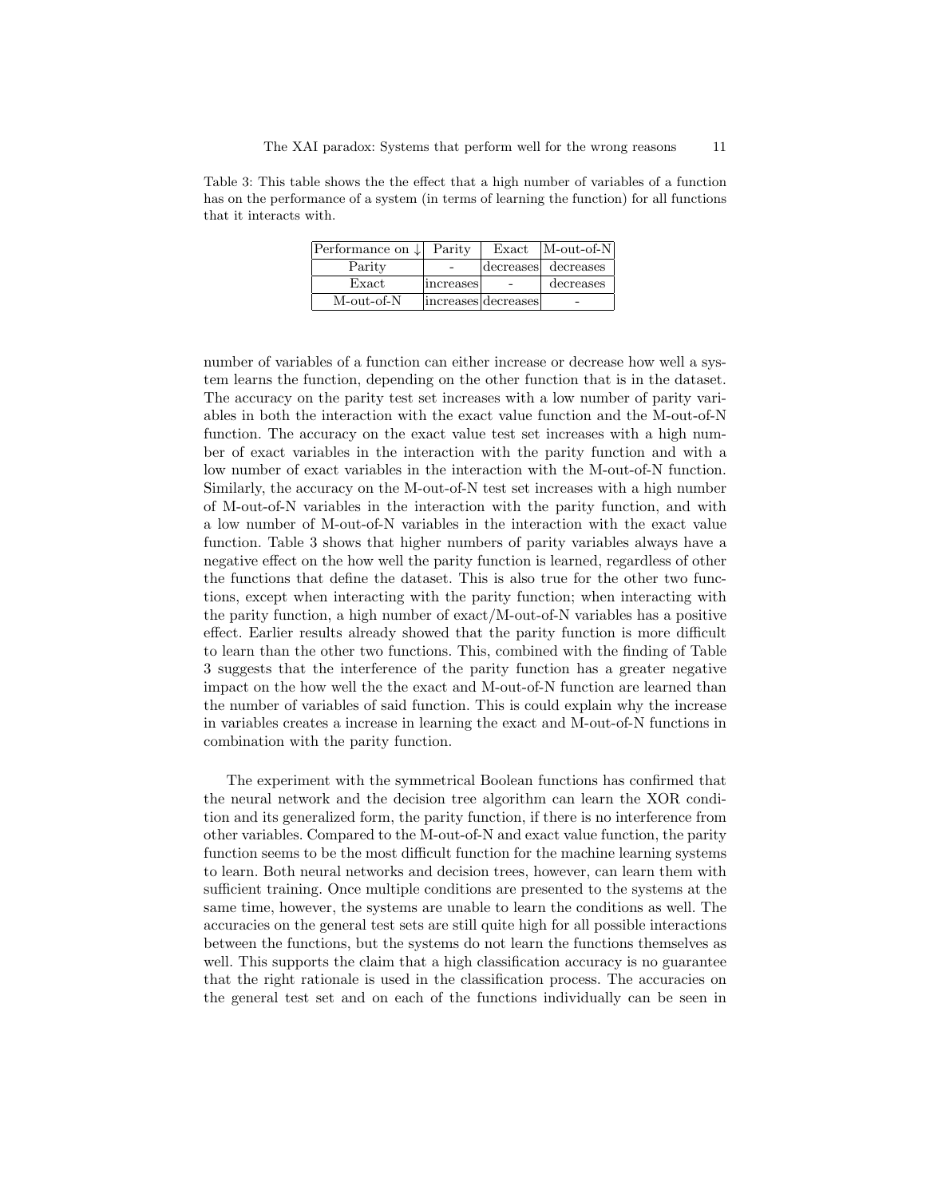Table 3: This table shows the the effect that a high number of variables of a function has on the performance of a system (in terms of learning the function) for all functions that it interacts with.

| Performance on ↓ | Parity | Exact | M-out-of-N |
|---|---|---|---|
| Parity | - | decreases | decreases |
| Exact | increases | - | decreases |
| M-out-of-N | increases | decreases | - |

number of variables of a function can either increase or decrease how well a system learns the function, depending on the other function that is in the dataset. The accuracy on the parity test set increases with a low number of parity variables in both the interaction with the exact value function and the M-out-of-N function. The accuracy on the exact value test set increases with a high number of exact variables in the interaction with the parity function and with a low number of exact variables in the interaction with the M-out-of-N function. Similarly, the accuracy on the M-out-of-N test set increases with a high number of M-out-of-N variables in the interaction with the parity function, and with a low number of M-out-of-N variables in the interaction with the exact value function. Table 3 shows that higher numbers of parity variables always have a negative effect on the how well the parity function is learned, regardless of other the functions that define the dataset. This is also true for the other two functions, except when interacting with the parity function; when interacting with the parity function, a high number of exact/M-out-of-N variables has a positive effect. Earlier results already showed that the parity function is more difficult to learn than the other two functions. This, combined with the finding of Table 3 suggests that the interference of the parity function has a greater negative impact on the how well the the exact and M-out-of-N function are learned than the number of variables of said function. This is could explain why the increase in variables creates a increase in learning the exact and M-out-of-N functions in combination with the parity function.

The experiment with the symmetrical Boolean functions has confirmed that the neural network and the decision tree algorithm can learn the XOR condition and its generalized form, the parity function, if there is no interference from other variables. Compared to the M-out-of-N and exact value function, the parity function seems to be the most difficult function for the machine learning systems to learn. Both neural networks and decision trees, however, can learn them with sufficient training. Once multiple conditions are presented to the systems at the same time, however, the systems are unable to learn the conditions as well. The accuracies on the general test sets are still quite high for all possible interactions between the functions, but the systems do not learn the functions themselves as well. This supports the claim that a high classification accuracy is no guarantee that the right rationale is used in the classification process. The accuracies on the general test set and on each of the functions individually can be seen in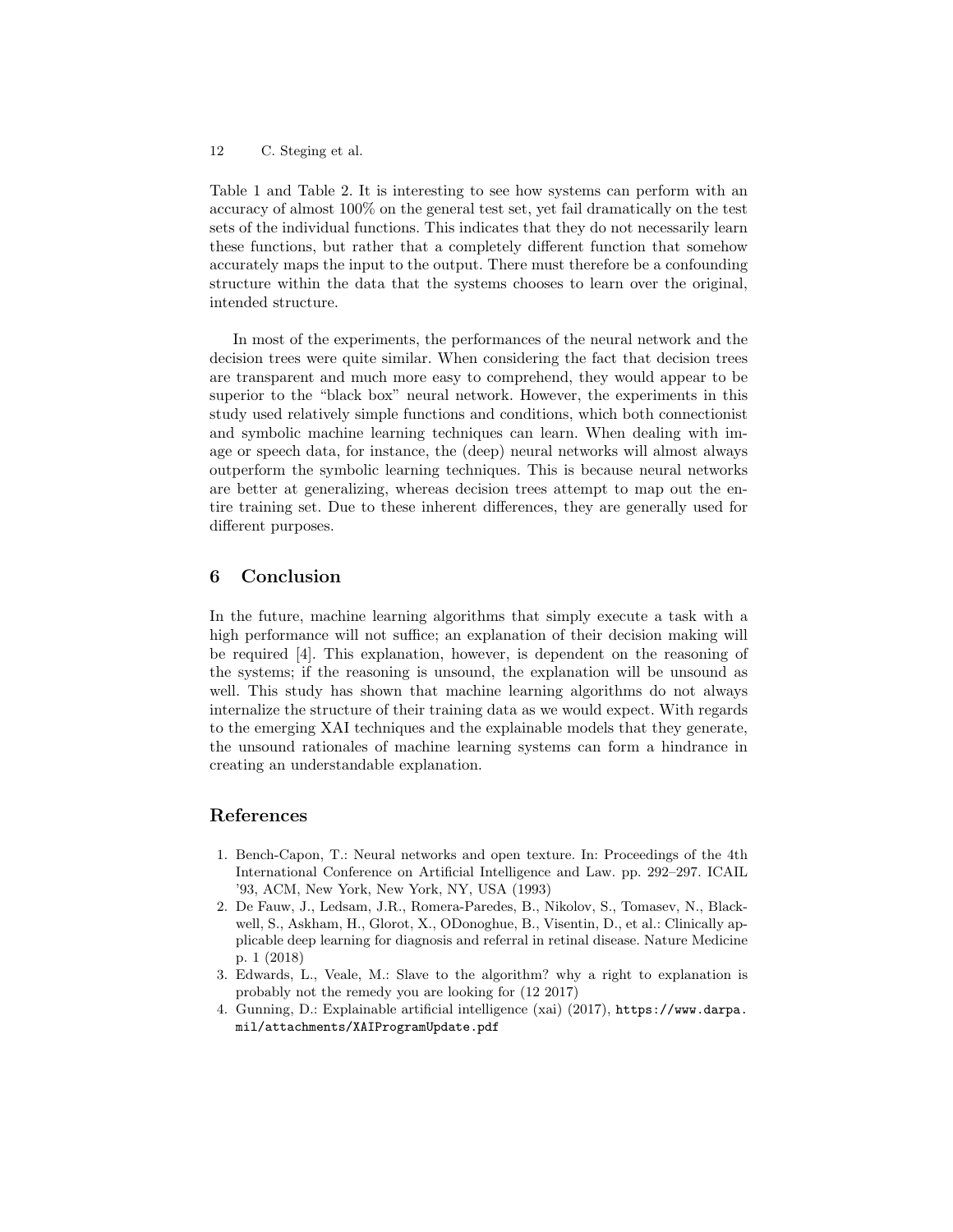Table 1 and Table 2. It is interesting to see how systems can perform with an accuracy of almost 100% on the general test set, yet fail dramatically on the test sets of the individual functions. This indicates that they do not necessarily learn these functions, but rather that a completely different function that somehow accurately maps the input to the output. There must therefore be a confounding structure within the data that the systems chooses to learn over the original, intended structure.

In most of the experiments, the performances of the neural network and the decision trees were quite similar. When considering the fact that decision trees are transparent and much more easy to comprehend, they would appear to be superior to the "black box" neural network. However, the experiments in this study used relatively simple functions and conditions, which both connectionist and symbolic machine learning techniques can learn. When dealing with image or speech data, for instance, the (deep) neural networks will almost always outperform the symbolic learning techniques. This is because neural networks are better at generalizing, whereas decision trees attempt to map out the entire training set. Due to these inherent differences, they are generally used for different purposes.

## 6 Conclusion

In the future, machine learning algorithms that simply execute a task with a high performance will not suffice; an explanation of their decision making will be required [4]. This explanation, however, is dependent on the reasoning of the systems; if the reasoning is unsound, the explanation will be unsound as well. This study has shown that machine learning algorithms do not always internalize the structure of their training data as we would expect. With regards to the emerging XAI techniques and the explainable models that they generate, the unsound rationales of machine learning systems can form a hindrance in creating an understandable explanation.

## References

1. Bench-Capon, T.: Neural networks and open texture. In: Proceedings of the 4th International Conference on Artificial Intelligence and Law. pp. 292–297. ICAIL '93, ACM, New York, New York, NY, USA (1993)
2. De Fauw, J., Ledsam, J.R., Romera-Paredes, B., Nikolov, S., Tomasev, N., Blackwell, S., Askham, H., Glorot, X., ODonoghue, B., Visentin, D., et al.: Clinically applicable deep learning for diagnosis and referral in retinal disease. Nature Medicine p. 1 (2018)
3. Edwards, L., Veale, M.: Slave to the algorithm? why a right to explanation is probably not the remedy you are looking for (12 2017)
4. Gunning, D.: Explainable artificial intelligence (xai) (2017), https://www.darpa.mil/attachments/XAIProgramUpdate.pdf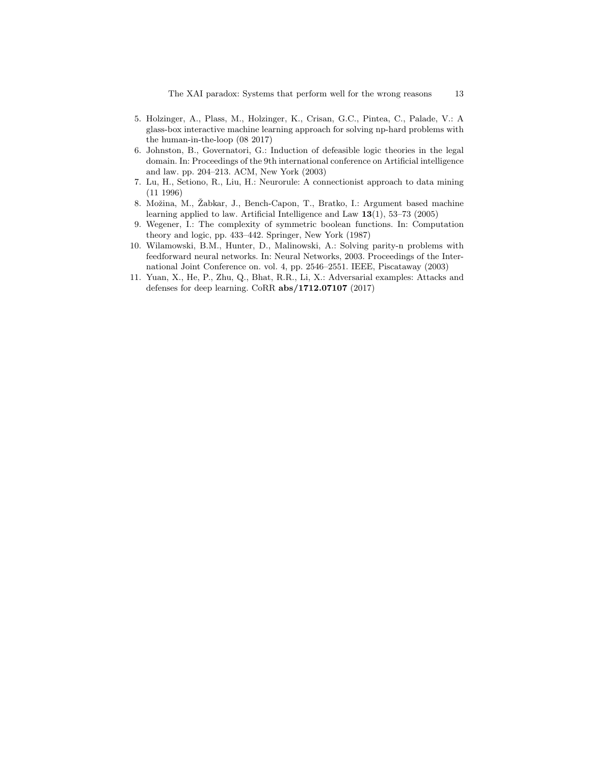5. Holzinger, A., Plass, M., Holzinger, K., Crisan, G.C., Pintea, C., Palade, V.: A glass-box interactive machine learning approach for solving np-hard problems with the human-in-the-loop (08 2017)
6. Johnston, B., Governatori, G.: Induction of defeasible logic theories in the legal domain. In: Proceedings of the 9th international conference on Artificial intelligence and law. pp. 204–213. ACM, New York (2003)
7. Lu, H., Setiono, R., Liu, H.: Neurorule: A connectionist approach to data mining (11 1996)
8. Možina, M., Žabkar, J., Bench-Capon, T., Bratko, I.: Argument based machine learning applied to law. Artificial Intelligence and Law **13**(1), 53–73 (2005)
9. Wegener, I.: The complexity of symmetric boolean functions. In: Computation theory and logic, pp. 433–442. Springer, New York (1987)
10. Wilamowski, B.M., Hunter, D., Malinowski, A.: Solving parity-n problems with feedforward neural networks. In: Neural Networks, 2003. Proceedings of the International Joint Conference on. vol. 4, pp. 2546–2551. IEEE, Piscataway (2003)
11. Yuan, X., He, P., Zhu, Q., Bhat, R.R., Li, X.: Adversarial examples: Attacks and defenses for deep learning. CoRR **abs/1712.07107** (2017)